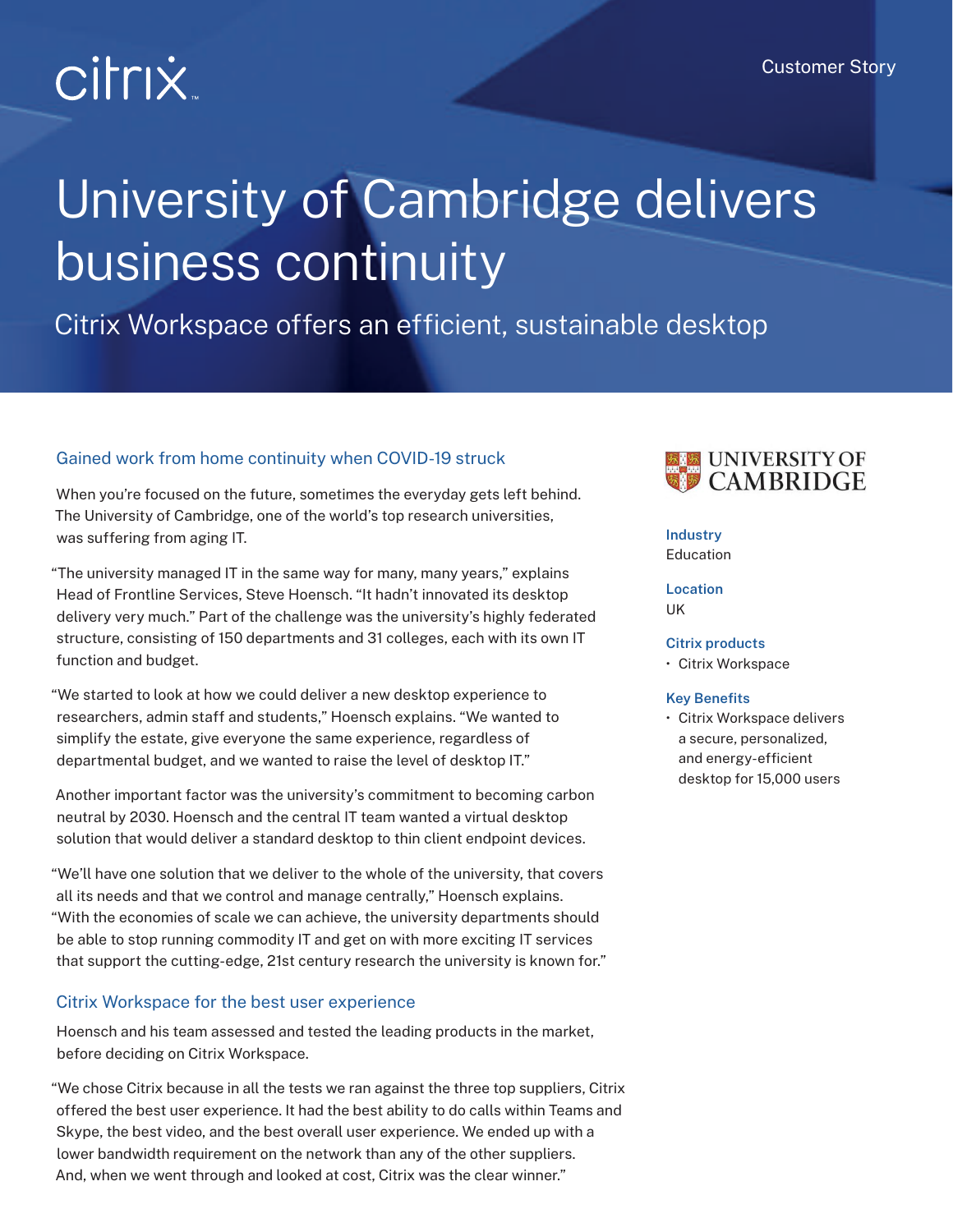citrix

Customer Story

# University of Cambridge delivers business continuity

Citrix Workspace offers an efficient, sustainable desktop

## Gained work from home continuity when COVID-19 struck

When you're focused on the future, sometimes the everyday gets left behind. The University of Cambridge, one of the world's top research universities, was suffering from aging IT.

"The university managed IT in the same way for many, many years," explains Head of Frontline Services, Steve Hoensch. "It hadn't innovated its desktop delivery very much." Part of the challenge was the university's highly federated structure, consisting of 150 departments and 31 colleges, each with its own IT function and budget.

"We started to look at how we could deliver a new desktop experience to researchers, admin staff and students," Hoensch explains. "We wanted to simplify the estate, give everyone the same experience, regardless of departmental budget, and we wanted to raise the level of desktop IT."

Another important factor was the university's commitment to becoming carbon neutral by 2030. Hoensch and the central IT team wanted a virtual desktop solution that would deliver a standard desktop to thin client endpoint devices.

"We'll have one solution that we deliver to the whole of the university, that covers all its needs and that we control and manage centrally," Hoensch explains. "With the economies of scale we can achieve, the university departments should be able to stop running commodity IT and get on with more exciting IT services that support the cutting-edge, 21st century research the university is known for."

## Citrix Workspace for the best user experience

Hoensch and his team assessed and tested the leading products in the market, before deciding on Citrix Workspace.

"We chose Citrix because in all the tests we ran against the three top suppliers, Citrix offered the best user experience. It had the best ability to do calls within Teams and Skype, the best video, and the best overall user experience. We ended up with a lower bandwidth requirement on the network than any of the other suppliers. And, when we went through and looked at cost, Citrix was the clear winner."

UNIVERSITY OF CAMBRIDGE

**Industry**
Education

**Location**
UK

**Citrix products**
- Citrix Workspace

**Key Benefits**
- Citrix Workspace delivers a secure, personalized, and energy-efficient desktop for 15,000 users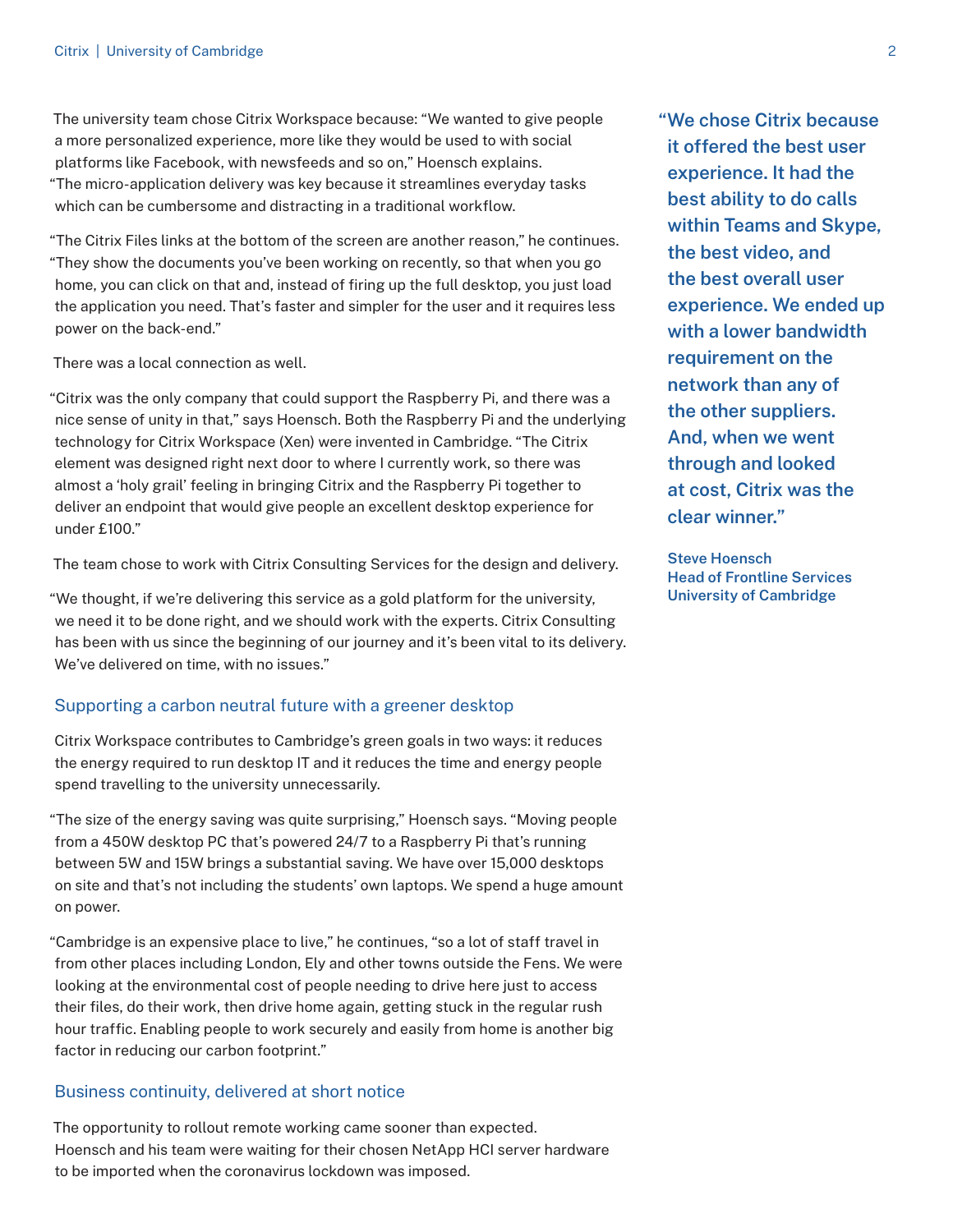The university team chose Citrix Workspace because: "We wanted to give people a more personalized experience, more like they would be used to with social platforms like Facebook, with newsfeeds and so on," Hoensch explains. "The micro-application delivery was key because it streamlines everyday tasks which can be cumbersome and distracting in a traditional workflow.

"The Citrix Files links at the bottom of the screen are another reason," he continues. "They show the documents you've been working on recently, so that when you go home, you can click on that and, instead of firing up the full desktop, you just load the application you need. That's faster and simpler for the user and it requires less power on the back-end."

There was a local connection as well.

"Citrix was the only company that could support the Raspberry Pi, and there was a nice sense of unity in that," says Hoensch. Both the Raspberry Pi and the underlying technology for Citrix Workspace (Xen) were invented in Cambridge. "The Citrix element was designed right next door to where I currently work, so there was almost a 'holy grail' feeling in bringing Citrix and the Raspberry Pi together to deliver an endpoint that would give people an excellent desktop experience for under £100."

The team chose to work with Citrix Consulting Services for the design and delivery.

"We thought, if we're delivering this service as a gold platform for the university, we need it to be done right, and we should work with the experts. Citrix Consulting has been with us since the beginning of our journey and it's been vital to its delivery. We've delivered on time, with no issues."

> **"We chose Citrix because it offered the best user experience. It had the best ability to do calls within Teams and Skype, the best video, and the best overall user experience. We ended up with a lower bandwidth requirement on the network than any of the other suppliers. And, when we went through and looked at cost, Citrix was the clear winner."**
>
> **Steve Hoensch**
> **Head of Frontline Services**
> **University of Cambridge**

## Supporting a carbon neutral future with a greener desktop

Citrix Workspace contributes to Cambridge's green goals in two ways: it reduces the energy required to run desktop IT and it reduces the time and energy people spend travelling to the university unnecessarily.

"The size of the energy saving was quite surprising," Hoensch says. "Moving people from a 450W desktop PC that's powered 24/7 to a Raspberry Pi that's running between 5W and 15W brings a substantial saving. We have over 15,000 desktops on site and that's not including the students' own laptops. We spend a huge amount on power.

"Cambridge is an expensive place to live," he continues, "so a lot of staff travel in from other places including London, Ely and other towns outside the Fens. We were looking at the environmental cost of people needing to drive here just to access their files, do their work, then drive home again, getting stuck in the regular rush hour traffic. Enabling people to work securely and easily from home is another big factor in reducing our carbon footprint."

## Business continuity, delivered at short notice

The opportunity to rollout remote working came sooner than expected. Hoensch and his team were waiting for their chosen NetApp HCI server hardware to be imported when the coronavirus lockdown was imposed.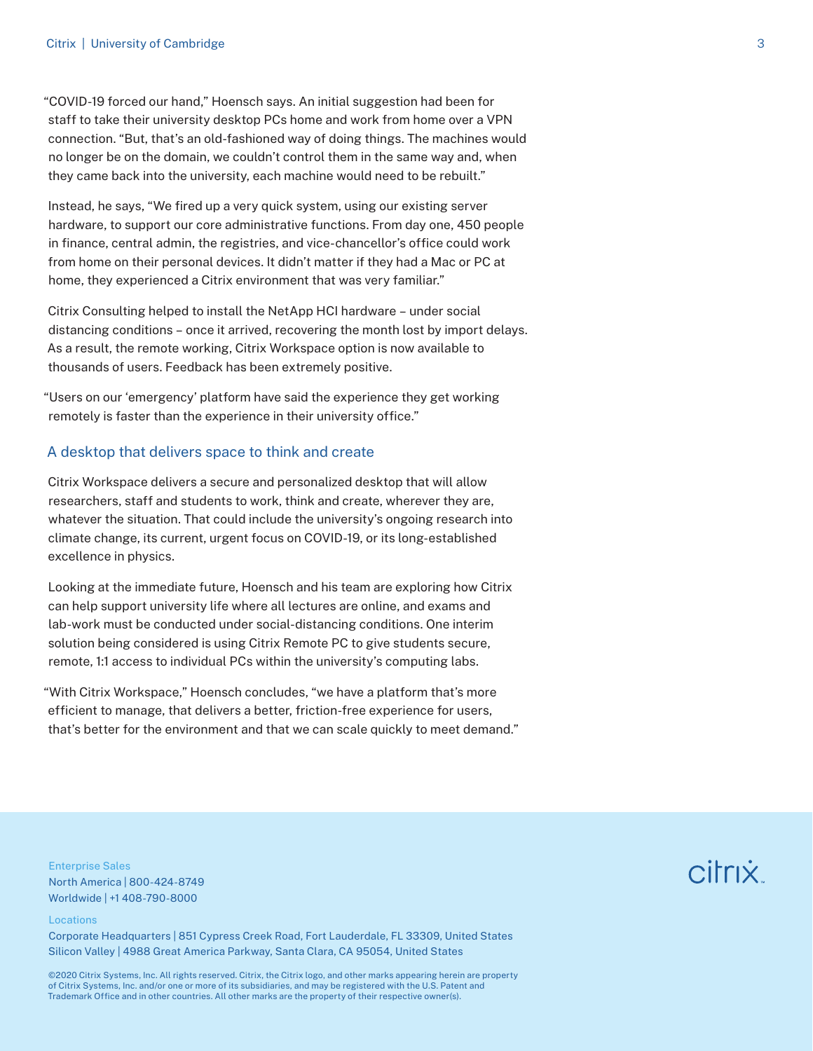"COVID-19 forced our hand," Hoensch says. An initial suggestion had been for staff to take their university desktop PCs home and work from home over a VPN connection. "But, that's an old-fashioned way of doing things. The machines would no longer be on the domain, we couldn't control them in the same way and, when they came back into the university, each machine would need to be rebuilt."

Instead, he says, "We fired up a very quick system, using our existing server hardware, to support our core administrative functions. From day one, 450 people in finance, central admin, the registries, and vice-chancellor's office could work from home on their personal devices. It didn't matter if they had a Mac or PC at home, they experienced a Citrix environment that was very familiar."

Citrix Consulting helped to install the NetApp HCI hardware – under social distancing conditions – once it arrived, recovering the month lost by import delays. As a result, the remote working, Citrix Workspace option is now available to thousands of users. Feedback has been extremely positive.

"Users on our 'emergency' platform have said the experience they get working remotely is faster than the experience in their university office."

## A desktop that delivers space to think and create

Citrix Workspace delivers a secure and personalized desktop that will allow researchers, staff and students to work, think and create, wherever they are, whatever the situation. That could include the university's ongoing research into climate change, its current, urgent focus on COVID-19, or its long-established excellence in physics.

Looking at the immediate future, Hoensch and his team are exploring how Citrix can help support university life where all lectures are online, and exams and lab-work must be conducted under social-distancing conditions. One interim solution being considered is using Citrix Remote PC to give students secure, remote, 1:1 access to individual PCs within the university's computing labs.

"With Citrix Workspace," Hoensch concludes, "we have a platform that's more efficient to manage, that delivers a better, friction-free experience for users, that's better for the environment and that we can scale quickly to meet demand."

Enterprise Sales
North America | 800-424-8749
Worldwide | +1 408-790-8000

Locations
Corporate Headquarters | 851 Cypress Creek Road, Fort Lauderdale, FL 33309, United States
Silicon Valley | 4988 Great America Parkway, Santa Clara, CA 95054, United States

©2020 Citrix Systems, Inc. All rights reserved. Citrix, the Citrix logo, and other marks appearing herein are property of Citrix Systems, Inc. and/or one or more of its subsidiaries, and may be registered with the U.S. Patent and Trademark Office and in other countries. All other marks are the property of their respective owner(s).